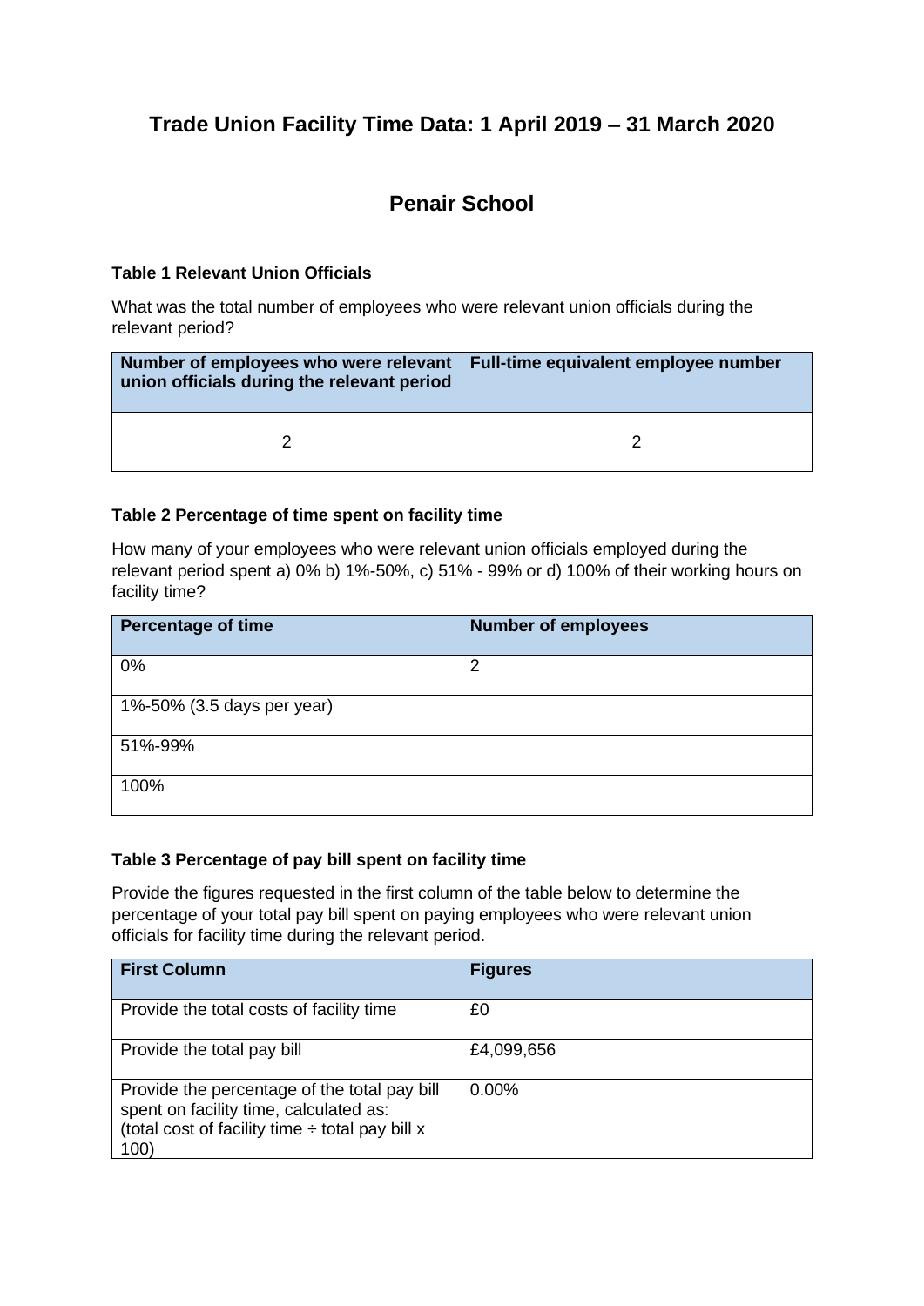# Trade Union Facility Time Data: 1 April 2019 – 31 March 2020

## Penair School

**Table 1 Relevant Union Officials**

What was the total number of employees who were relevant union officials during the relevant period?

| Number of employees who were relevant union officials during the relevant period | Full-time equivalent employee number |
|---|---|
| 2 | 2 |

**Table 2 Percentage of time spent on facility time**

How many of your employees who were relevant union officials employed during the relevant period spent a) 0% b) 1%-50%, c) 51% - 99% or d) 100% of their working hours on facility time?

| Percentage of time | Number of employees |
|---|---|
| 0% | 2 |
| 1%-50% (3.5 days per year) | |
| 51%-99% | |
| 100% | |

**Table 3 Percentage of pay bill spent on facility time**

Provide the figures requested in the first column of the table below to determine the percentage of your total pay bill spent on paying employees who were relevant union officials for facility time during the relevant period.

| First Column | Figures |
|---|---|
| Provide the total costs of facility time | £0 |
| Provide the total pay bill | £4,099,656 |
| Provide the percentage of the total pay bill spent on facility time, calculated as: (total cost of facility time ÷ total pay bill x 100) | 0.00% |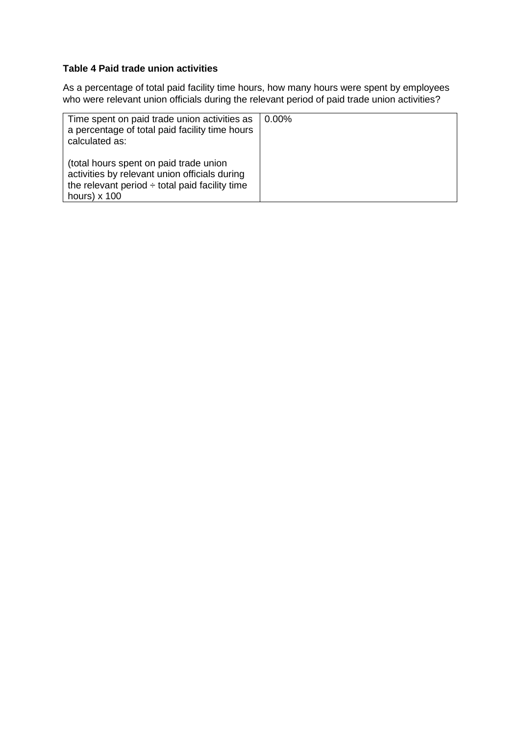**Table 4 Paid trade union activities**

As a percentage of total paid facility time hours, how many hours were spent by employees who were relevant union officials during the relevant period of paid trade union activities?

| | |
|---|---|
| Time spent on paid trade union activities as a percentage of total paid facility time hours calculated as:<br><br>(total hours spent on paid trade union activities by relevant union officials during the relevant period ÷ total paid facility time hours) x 100 | 0.00% |